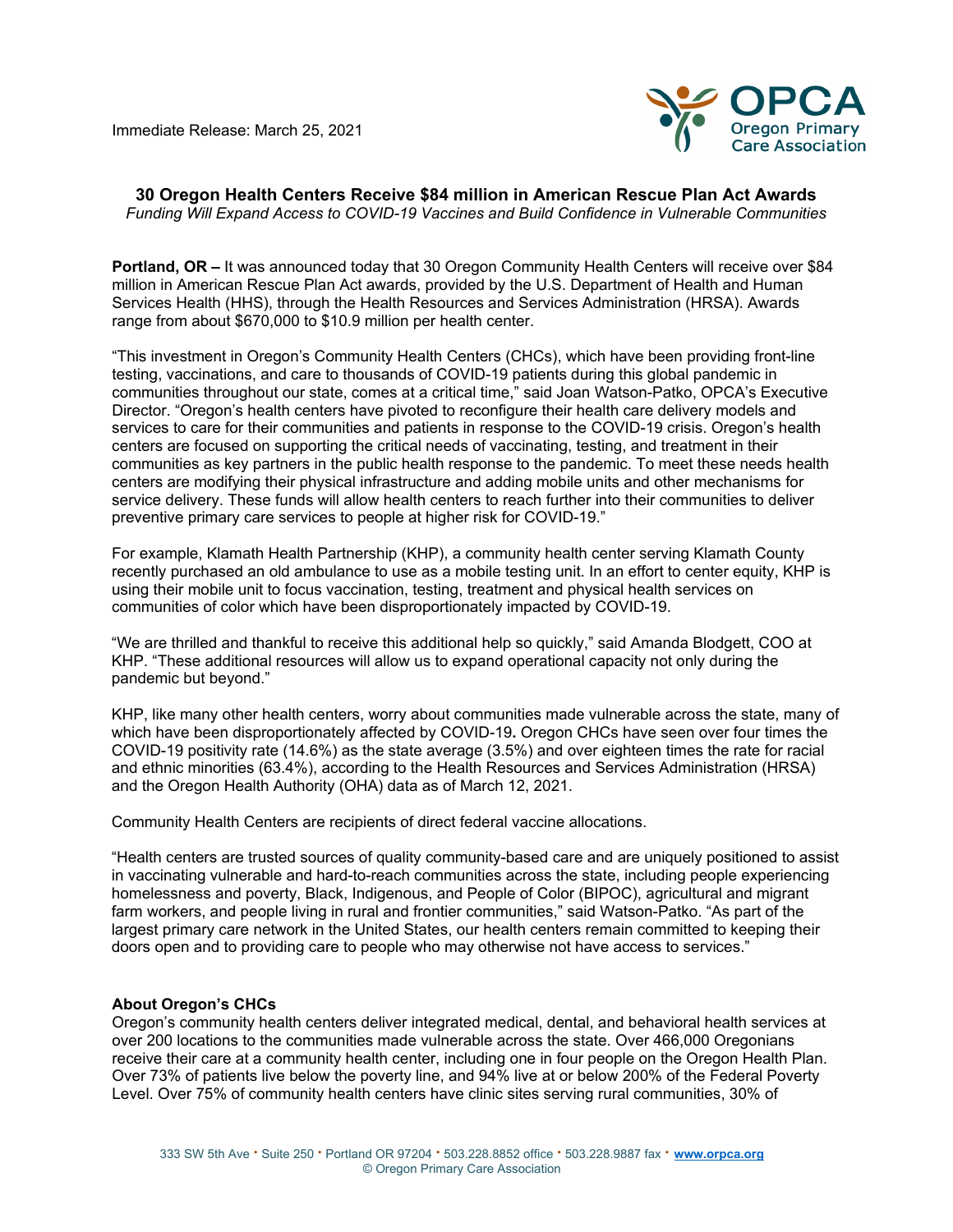Immediate Release: March 25, 2021

OPCA
Oregon Primary Care Association

# 30 Oregon Health Centers Receive $84 million in American Rescue Plan Act Awards

*Funding Will Expand Access to COVID-19 Vaccines and Build Confidence in Vulnerable Communities*

**Portland, OR –** It was announced today that 30 Oregon Community Health Centers will receive over $84 million in American Rescue Plan Act awards, provided by the U.S. Department of Health and Human Services Health (HHS), through the Health Resources and Services Administration (HRSA). Awards range from about $670,000 to $10.9 million per health center.

"This investment in Oregon's Community Health Centers (CHCs), which have been providing front-line testing, vaccinations, and care to thousands of COVID-19 patients during this global pandemic in communities throughout our state, comes at a critical time," said Joan Watson-Patko, OPCA's Executive Director. "Oregon's health centers have pivoted to reconfigure their health care delivery models and services to care for their communities and patients in response to the COVID-19 crisis. Oregon's health centers are focused on supporting the critical needs of vaccinating, testing, and treatment in their communities as key partners in the public health response to the pandemic. To meet these needs health centers are modifying their physical infrastructure and adding mobile units and other mechanisms for service delivery. These funds will allow health centers to reach further into their communities to deliver preventive primary care services to people at higher risk for COVID-19."

For example, Klamath Health Partnership (KHP), a community health center serving Klamath County recently purchased an old ambulance to use as a mobile testing unit. In an effort to center equity, KHP is using their mobile unit to focus vaccination, testing, treatment and physical health services on communities of color which have been disproportionately impacted by COVID-19.

"We are thrilled and thankful to receive this additional help so quickly," said Amanda Blodgett, COO at KHP. "These additional resources will allow us to expand operational capacity not only during the pandemic but beyond."

KHP, like many other health centers, worry about communities made vulnerable across the state, many of which have been disproportionately affected by COVID-19**.** Oregon CHCs have seen over four times the COVID-19 positivity rate (14.6%) as the state average (3.5%) and over eighteen times the rate for racial and ethnic minorities (63.4%), according to the Health Resources and Services Administration (HRSA) and the Oregon Health Authority (OHA) data as of March 12, 2021.

Community Health Centers are recipients of direct federal vaccine allocations.

"Health centers are trusted sources of quality community-based care and are uniquely positioned to assist in vaccinating vulnerable and hard-to-reach communities across the state, including people experiencing homelessness and poverty, Black, Indigenous, and People of Color (BIPOC), agricultural and migrant farm workers, and people living in rural and frontier communities," said Watson-Patko. "As part of the largest primary care network in the United States, our health centers remain committed to keeping their doors open and to providing care to people who may otherwise not have access to services."

**About Oregon's CHCs**

Oregon's community health centers deliver integrated medical, dental, and behavioral health services at over 200 locations to the communities made vulnerable across the state. Over 466,000 Oregonians receive their care at a community health center, including one in four people on the Oregon Health Plan. Over 73% of patients live below the poverty line, and 94% live at or below 200% of the Federal Poverty Level. Over 75% of community health centers have clinic sites serving rural communities, 30% of

333 SW 5th Ave · Suite 250 · Portland OR 97204 · 503.228.8852 office · 503.228.9887 fax · www.orpca.org
© Oregon Primary Care Association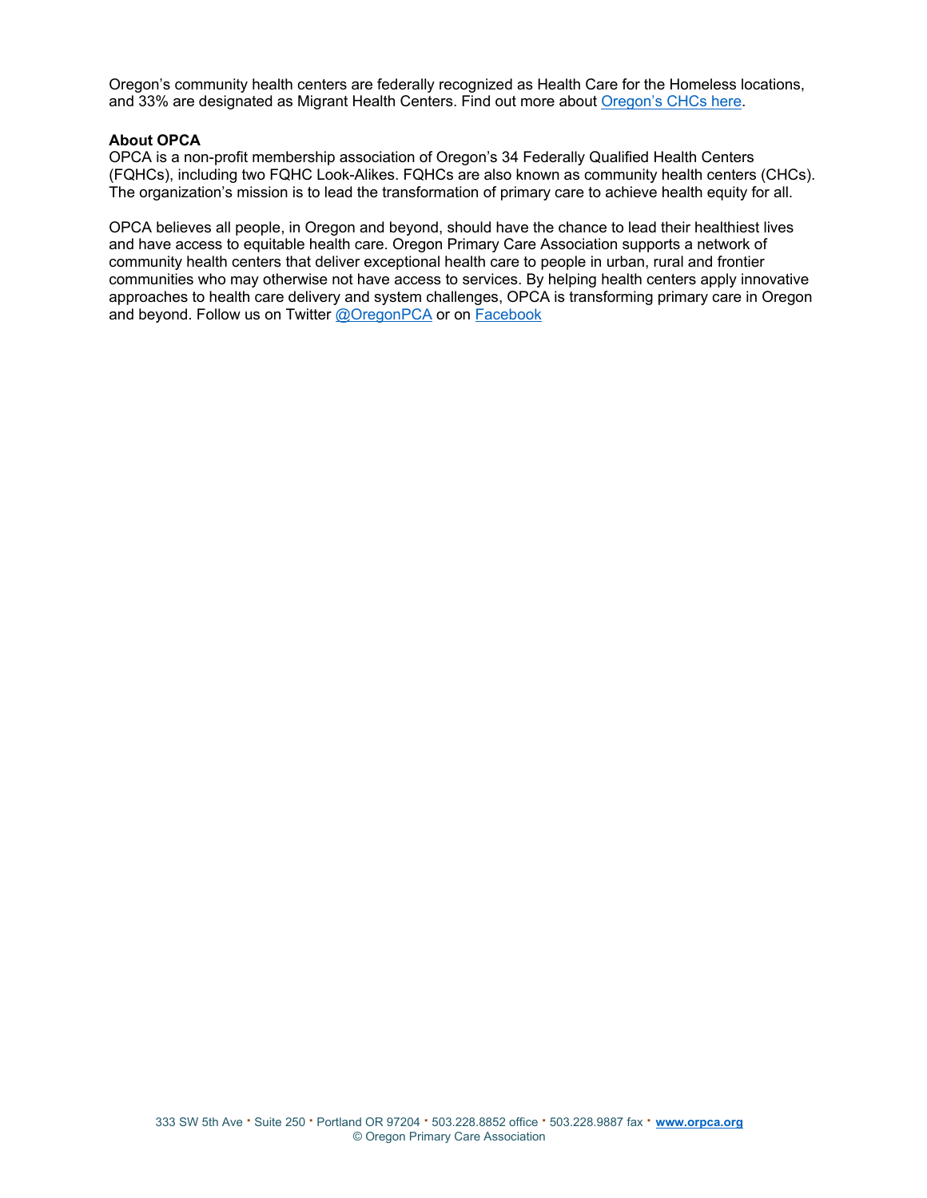Oregon's community health centers are federally recognized as Health Care for the Homeless locations, and 33% are designated as Migrant Health Centers. Find out more about Oregon's CHCs here.

**About OPCA**
OPCA is a non-profit membership association of Oregon's 34 Federally Qualified Health Centers (FQHCs), including two FQHC Look-Alikes. FQHCs are also known as community health centers (CHCs). The organization's mission is to lead the transformation of primary care to achieve health equity for all.

OPCA believes all people, in Oregon and beyond, should have the chance to lead their healthiest lives and have access to equitable health care. Oregon Primary Care Association supports a network of community health centers that deliver exceptional health care to people in urban, rural and frontier communities who may otherwise not have access to services. By helping health centers apply innovative approaches to health care delivery and system challenges, OPCA is transforming primary care in Oregon and beyond. Follow us on Twitter @OregonPCA or on Facebook

333 SW 5th Ave · Suite 250 · Portland OR 97204 · 503.228.8852 office · 503.228.9887 fax · **www.orpca.org**
© Oregon Primary Care Association